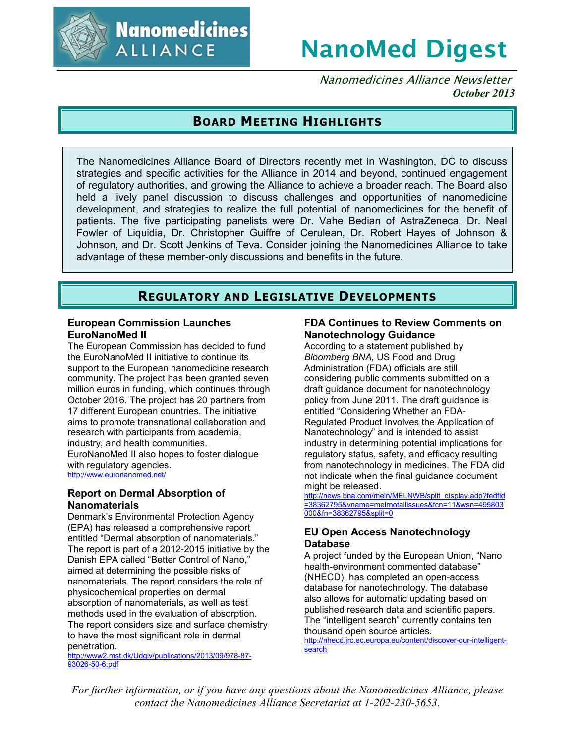# NanoMed Digest

*Nanomedicines Alliance Newsletter*
***October 2013***

## Board Meeting Highlights

The Nanomedicines Alliance Board of Directors recently met in Washington, DC to discuss strategies and specific activities for the Alliance in 2014 and beyond, continued engagement of regulatory authorities, and growing the Alliance to achieve a broader reach. The Board also held a lively panel discussion to discuss challenges and opportunities of nanomedicine development, and strategies to realize the full potential of nanomedicines for the benefit of patients. The five participating panelists were Dr. Vahe Bedian of AstraZeneca, Dr. Neal Fowler of Liquidia, Dr. Christopher Guiffre of Cerulean, Dr. Robert Hayes of Johnson & Johnson, and Dr. Scott Jenkins of Teva. Consider joining the Nanomedicines Alliance to take advantage of these member-only discussions and benefits in the future.

## Regulatory and Legislative Developments

### European Commission Launches EuroNanoMed II

The European Commission has decided to fund the EuroNanoMed II initiative to continue its support to the European nanomedicine research community. The project has been granted seven million euros in funding, which continues through October 2016. The project has 20 partners from 17 different European countries. The initiative aims to promote transnational collaboration and research with participants from academia, industry, and health communities. EuroNanoMed II also hopes to foster dialogue with regulatory agencies.
http://www.euronanomed.net/

### Report on Dermal Absorption of Nanomaterials

Denmark's Environmental Protection Agency (EPA) has released a comprehensive report entitled "Dermal absorption of nanomaterials." The report is part of a 2012-2015 initiative by the Danish EPA called "Better Control of Nano," aimed at determining the possible risks of nanomaterials. The report considers the role of physicochemical properties on dermal absorption of nanomaterials, as well as test methods used in the evaluation of absorption. The report considers size and surface chemistry to have the most significant role in dermal penetration.
http://www2.mst.dk/Udgiv/publications/2013/09/978-87-93026-50-6.pdf

### FDA Continues to Review Comments on Nanotechnology Guidance

According to a statement published by *Bloomberg BNA,* US Food and Drug Administration (FDA) officials are still considering public comments submitted on a draft guidance document for nanotechnology policy from June 2011. The draft guidance is entitled "Considering Whether an FDA-Regulated Product Involves the Application of Nanotechnology" and is intended to assist industry in determining potential implications for regulatory status, safety, and efficacy resulting from nanotechnology in medicines. The FDA did not indicate when the final guidance document might be released.
http://news.bna.com/meln/MELNWB/split_display.adp?fedfid=38362795&vname=melrnotallissues&fcn=11&wsn=495803000&fn=38362795&split=0

### EU Open Access Nanotechnology Database

A project funded by the European Union, "Nano health-environment commented database" (NHECD), has completed an open-access database for nanotechnology. The database also allows for automatic updating based on published research data and scientific papers. The "intelligent search" currently contains ten thousand open source articles.
http://nhecd.jrc.ec.europa.eu/content/discover-our-intelligent-search

*For further information, or if you have any questions about the Nanomedicines Alliance, please contact the Nanomedicines Alliance Secretariat at 1-202-230-5653.*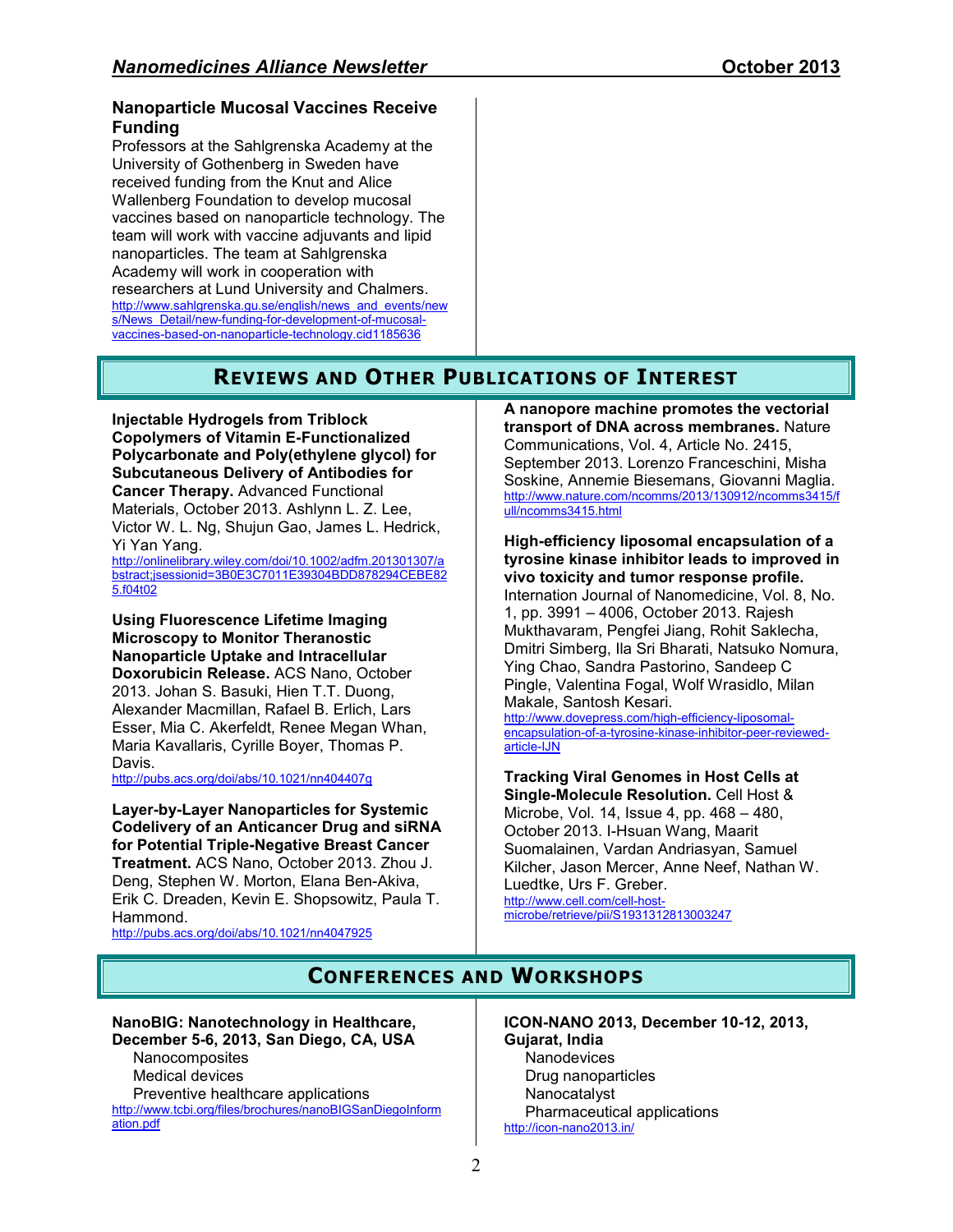### Nanoparticle Mucosal Vaccines Receive Funding

Professors at the Sahlgrenska Academy at the University of Gothenburg in Sweden have received funding from the Knut and Alice Wallenberg Foundation to develop mucosal vaccines based on nanoparticle technology. The team will work with vaccine adjuvants and lipid nanoparticles. The team at Sahlgrenska Academy will work in cooperation with researchers at Lund University and Chalmers.
http://www.sahlgrenska.gu.se/english/news_and_events/news/News_Detail/new-funding-for-development-of-mucosal-vaccines-based-on-nanoparticle-technology.cid1185636

## Reviews and Other Publications of Interest

**Injectable Hydrogels from Triblock Copolymers of Vitamin E-Functionalized Polycarbonate and Poly(ethylene glycol) for Subcutaneous Delivery of Antibodies for Cancer Therapy.** Advanced Functional Materials, October 2013. Ashlynn L. Z. Lee, Victor W. L. Ng, Shujun Gao, James L. Hedrick, Yi Yan Yang.
http://onlinelibrary.wiley.com/doi/10.1002/adfm.201301307/abstract;jsessionid=3B0E3C7011E39304BDD878294CEBE825.f04t02

**Using Fluorescence Lifetime Imaging Microscopy to Monitor Theranostic Nanoparticle Uptake and Intracellular Doxorubicin Release.** ACS Nano, October 2013. Johan S. Basuki, Hien T.T. Duong, Alexander Macmillan, Rafael B. Erlich, Lars Esser, Mia C. Akerfeldt, Renee Megan Whan, Maria Kavallaris, Cyrille Boyer, Thomas P. Davis.
http://pubs.acs.org/doi/abs/10.1021/nn404407g

**Layer-by-Layer Nanoparticles for Systemic Codelivery of an Anticancer Drug and siRNA for Potential Triple-Negative Breast Cancer Treatment.** ACS Nano, October 2013. Zhou J. Deng, Stephen W. Morton, Elana Ben-Akiva, Erik C. Dreaden, Kevin E. Shopsowitz, Paula T. Hammond.
http://pubs.acs.org/doi/abs/10.1021/nn4047925

**A nanopore machine promotes the vectorial transport of DNA across membranes.** Nature Communications, Vol. 4, Article No. 2415, September 2013. Lorenzo Franceschini, Misha Soskine, Annemie Biesemans, Giovanni Maglia.
http://www.nature.com/ncomms/2013/130912/ncomms3415/full/ncomms3415.html

**High-efficiency liposomal encapsulation of a tyrosine kinase inhibitor leads to improved in vivo toxicity and tumor response profile.** Internation Journal of Nanomedicine, Vol. 8, No. 1, pp. 3991 – 4006, October 2013. Rajesh Mukthavaram, Pengfei Jiang, Rohit Saklecha, Dmitri Simberg, Ila Sri Bharati, Natsuko Nomura, Ying Chao, Sandra Pastorino, Sandeep C Pingle, Valentina Fogal, Wolf Wrasidlo, Milan Makale, Santosh Kesari.
http://www.dovepress.com/high-efficiency-liposomal-encapsulation-of-a-tyrosine-kinase-inhibitor-peer-reviewed-article-IJN

**Tracking Viral Genomes in Host Cells at Single-Molecule Resolution.** Cell Host & Microbe, Vol. 14, Issue 4, pp. 468 – 480, October 2013. I-Hsuan Wang, Maarit Suomalainen, Vardan Andriasyan, Samuel Kilcher, Jason Mercer, Anne Neef, Nathan W. Luedtke, Urs F. Greber.
http://www.cell.com/cell-host-microbe/retrieve/pii/S1931312813003247

## Conferences and Workshops

**NanoBIG: Nanotechnology in Healthcare, December 5-6, 2013, San Diego, CA, USA**

- Nanocomposites
- Medical devices
- Preventive healthcare applications

http://www.tcbi.org/files/brochures/nanoBIGSanDiegoInformation.pdf

**ICON-NANO 2013, December 10-12, 2013, Gujarat, India**

- Nanodevices
- Drug nanoparticles
- Nanocatalyst
- Pharmaceutical applications

http://icon-nano2013.in/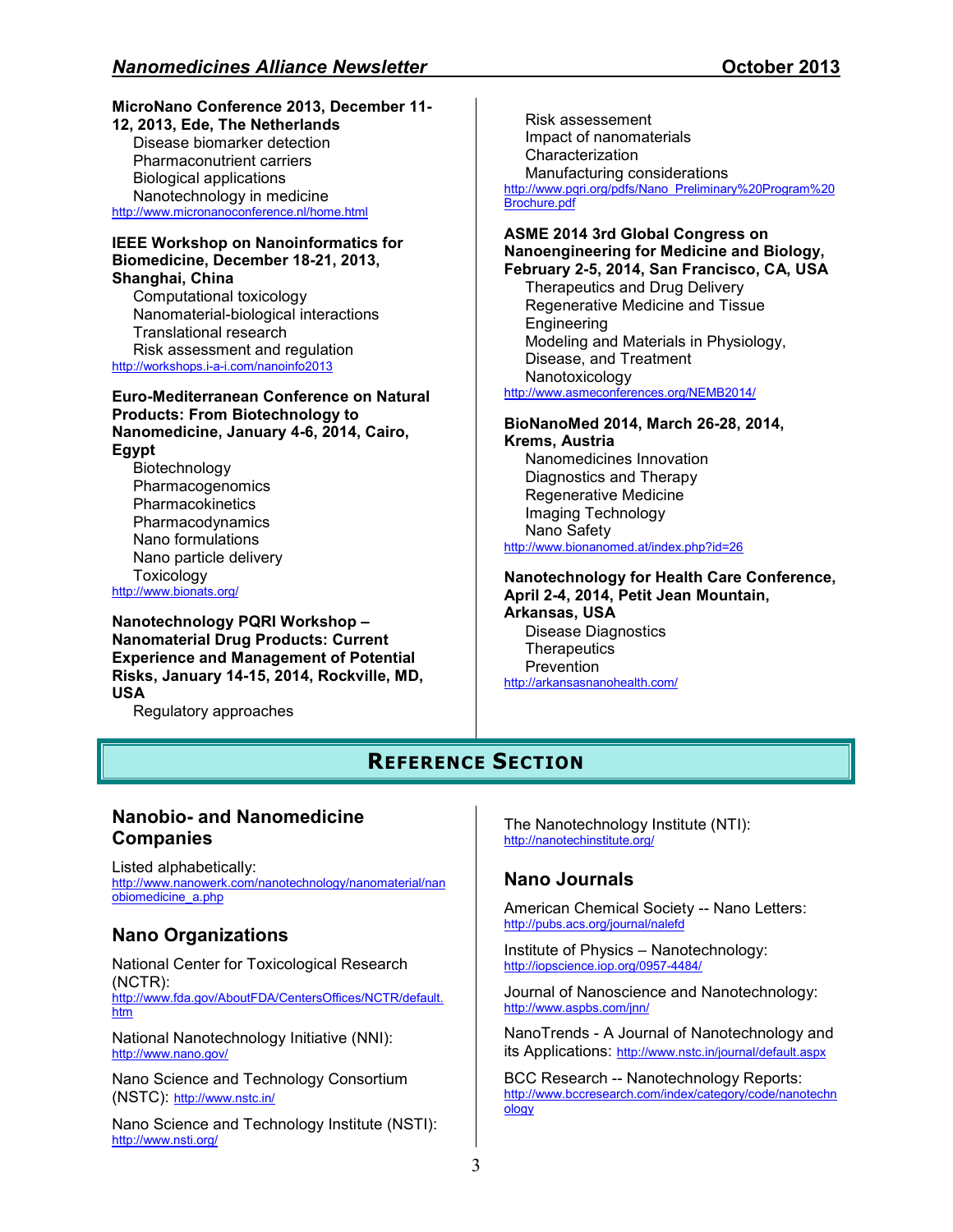**MicroNano Conference 2013, December 11-12, 2013, Ede, The Netherlands**

- Disease biomarker detection
- Pharmaconutrient carriers
- Biological applications
- Nanotechnology in medicine

http://www.micronanoconference.nl/home.html

**IEEE Workshop on Nanoinformatics for Biomedicine, December 18-21, 2013, Shanghai, China**

- Computational toxicology
- Nanomaterial-biological interactions
- Translational research
- Risk assessment and regulation

http://workshops.i-a-i.com/nanoinfo2013

**Euro-Mediterranean Conference on Natural Products: From Biotechnology to Nanomedicine, January 4-6, 2014, Cairo, Egypt**

- Biotechnology
- Pharmacogenomics
- Pharmacokinetics
- Pharmacodynamics
- Nano formulations
- Nano particle delivery
- Toxicology

http://www.bionats.org/

**Nanotechnology PQRI Workshop – Nanomaterial Drug Products: Current Experience and Management of Potential Risks, January 14-15, 2014, Rockville, MD, USA**

- Regulatory approaches
- Risk assessment
- Impact of nanomaterials
- Characterization
- Manufacturing considerations

http://www.pqri.org/pdfs/Nano_Preliminary%20Program%20Brochure.pdf

**ASME 2014 3rd Global Congress on Nanoengineering for Medicine and Biology, February 2-5, 2014, San Francisco, CA, USA**

- Therapeutics and Drug Delivery
- Regenerative Medicine and Tissue Engineering
- Modeling and Materials in Physiology, Disease, and Treatment
- Nanotoxicology

http://www.asmeconferences.org/NEMB2014/

**BioNanoMed 2014, March 26-28, 2014, Krems, Austria**

- Nanomedicines Innovation
- Diagnostics and Therapy
- Regenerative Medicine
- Imaging Technology
- Nano Safety

http://www.bionanomed.at/index.php?id=26

**Nanotechnology for Health Care Conference, April 2-4, 2014, Petit Jean Mountain, Arkansas, USA**

- Disease Diagnostics
- Therapeutics
- Prevention

http://arkansasnanohealth.com/

# Reference Section

## Nanobio- and Nanomedicine Companies

Listed alphabetically:
http://www.nanowerk.com/nanotechnology/nanomaterial/nanobiomedicine_a.php

## Nano Organizations

National Center for Toxicological Research (NCTR):
http://www.fda.gov/AboutFDA/CentersOffices/NCTR/default.htm

National Nanotechnology Initiative (NNI):
http://www.nano.gov/

Nano Science and Technology Consortium (NSTC): http://www.nstc.in/

Nano Science and Technology Institute (NSTI):
http://www.nsti.org/

The Nanotechnology Institute (NTI):
http://nanotechinstitute.org/

## Nano Journals

American Chemical Society -- Nano Letters:
http://pubs.acs.org/journal/nalefd

Institute of Physics – Nanotechnology:
http://iopscience.iop.org/0957-4484/

Journal of Nanoscience and Nanotechnology:
http://www.aspbs.com/jnn/

NanoTrends - A Journal of Nanotechnology and its Applications: http://www.nstc.in/journal/default.aspx

BCC Research -- Nanotechnology Reports:
http://www.bccresearch.com/index/category/code/nanotechnology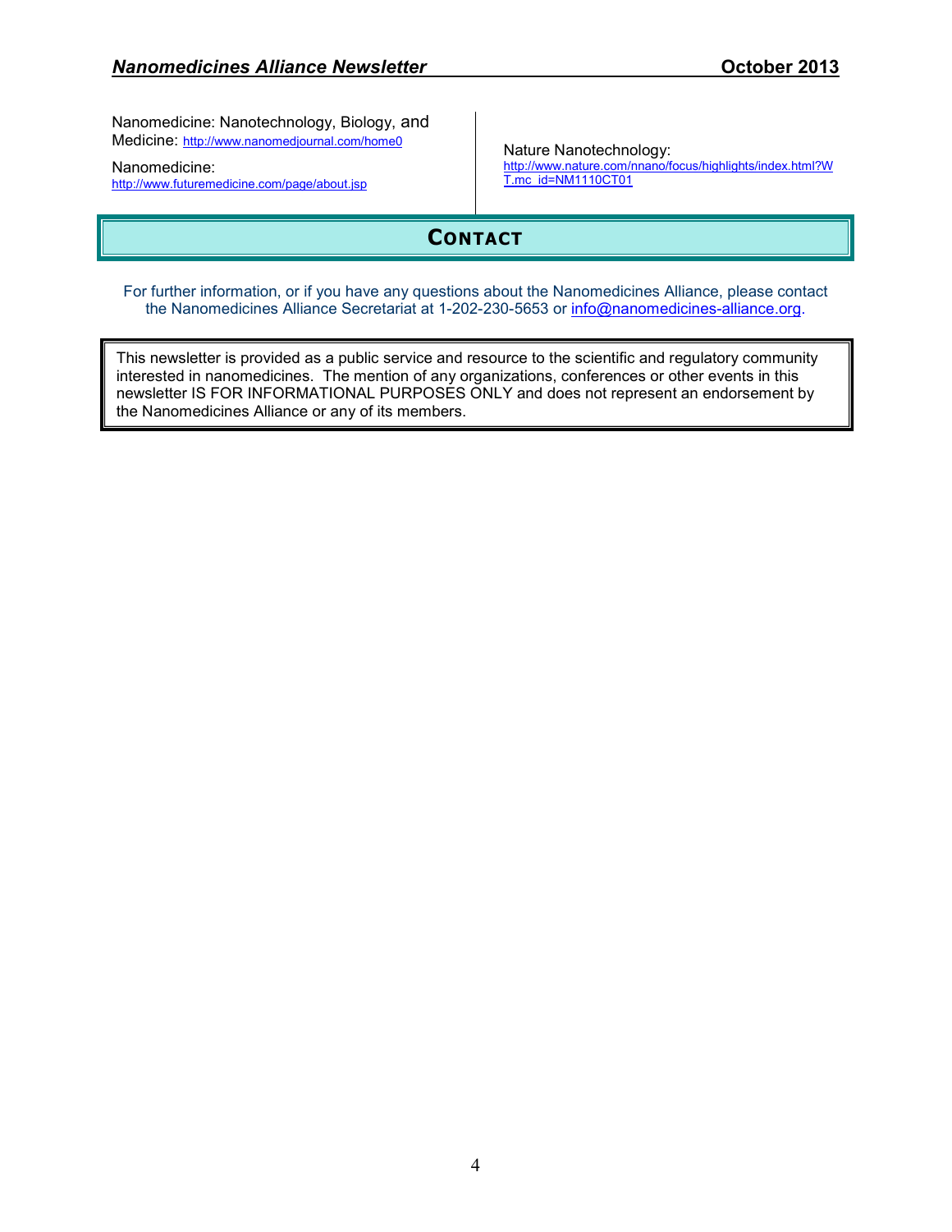Nanomedicine: Nanotechnology, Biology, and Medicine: http://www.nanomedjournal.com/home0

Nanomedicine:
http://www.futuremedicine.com/page/about.jsp

Nature Nanotechnology:
http://www.nature.com/nnano/focus/highlights/index.html?WT.mc_id=NM1110CT01

## CONTACT

For further information, or if you have any questions about the Nanomedicines Alliance, please contact the Nanomedicines Alliance Secretariat at 1-202-230-5653 or info@nanomedicines-alliance.org.

This newsletter is provided as a public service and resource to the scientific and regulatory community interested in nanomedicines. The mention of any organizations, conferences or other events in this newsletter IS FOR INFORMATIONAL PURPOSES ONLY and does not represent an endorsement by the Nanomedicines Alliance or any of its members.